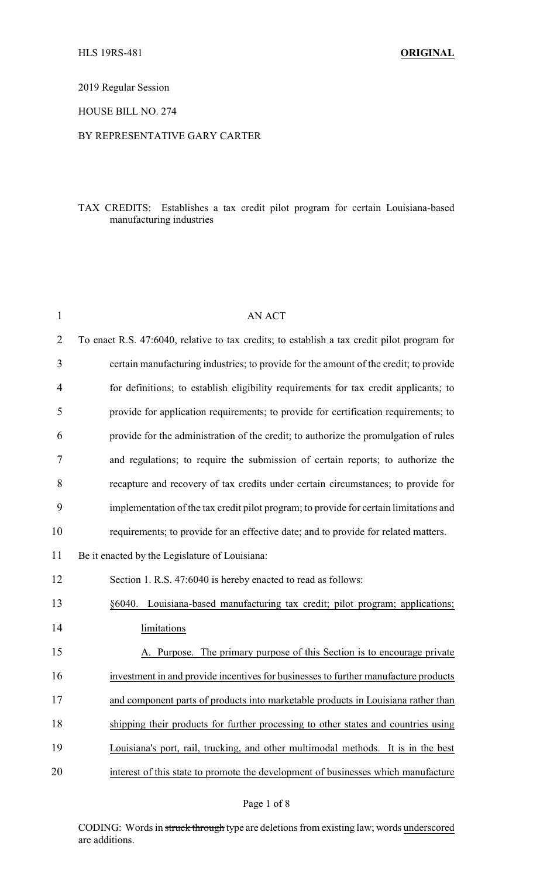HLS 19RS-481 **ORIGINAL**

2019 Regular Session

HOUSE BILL NO. 274

BY REPRESENTATIVE GARY CARTER

TAX CREDITS: Establishes a tax credit pilot program for certain Louisiana-based manufacturing industries

AN ACT

To enact R.S. 47:6040, relative to tax credits; to establish a tax credit pilot program for certain manufacturing industries; to provide for the amount of the credit; to provide for definitions; to establish eligibility requirements for tax credit applicants; to provide for application requirements; to provide for certification requirements; to provide for the administration of the credit; to authorize the promulgation of rules and regulations; to require the submission of certain reports; to authorize the recapture and recovery of tax credits under certain circumstances; to provide for implementation of the tax credit pilot program; to provide for certain limitations and requirements; to provide for an effective date; and to provide for related matters.

Be it enacted by the Legislature of Louisiana:

Section 1. R.S. 47:6040 is hereby enacted to read as follows:

§6040. Louisiana-based manufacturing tax credit; pilot program; applications; limitations

A. Purpose. The primary purpose of this Section is to encourage private investment in and provide incentives for businesses to further manufacture products and component parts of products into marketable products in Louisiana rather than shipping their products for further processing to other states and countries using Louisiana's port, rail, trucking, and other multimodal methods. It is in the best interest of this state to promote the development of businesses which manufacture

CODING: Words in ~~struck through~~ type are deletions from existing law; words underscored are additions.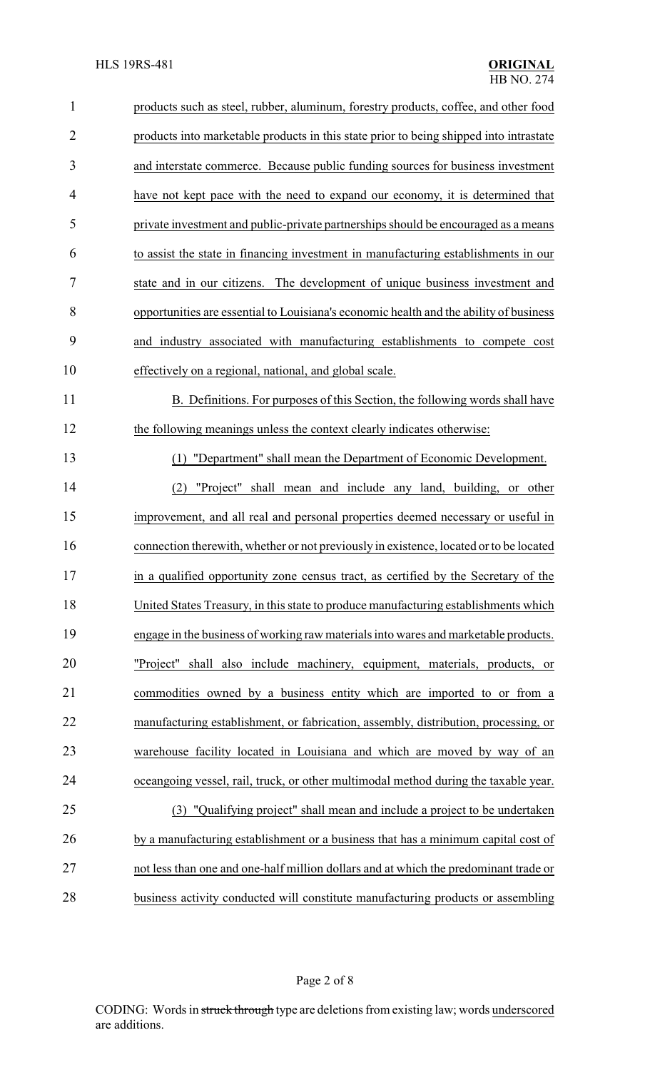products such as steel, rubber, aluminum, forestry products, coffee, and other food products into marketable products in this state prior to being shipped into intrastate and interstate commerce. Because public funding sources for business investment have not kept pace with the need to expand our economy, it is determined that private investment and public-private partnerships should be encouraged as a means to assist the state in financing investment in manufacturing establishments in our state and in our citizens. The development of unique business investment and opportunities are essential to Louisiana's economic health and the ability of business and industry associated with manufacturing establishments to compete cost effectively on a regional, national, and global scale.

B. Definitions. For purposes of this Section, the following words shall have the following meanings unless the context clearly indicates otherwise:

(1) "Department" shall mean the Department of Economic Development.

(2) "Project" shall mean and include any land, building, or other improvement, and all real and personal properties deemed necessary or useful in connection therewith, whether or not previously in existence, located or to be located in a qualified opportunity zone census tract, as certified by the Secretary of the United States Treasury, in this state to produce manufacturing establishments which engage in the business of working raw materials into wares and marketable products. "Project" shall also include machinery, equipment, materials, products, or commodities owned by a business entity which are imported to or from a manufacturing establishment, or fabrication, assembly, distribution, processing, or warehouse facility located in Louisiana and which are moved by way of an oceangoing vessel, rail, truck, or other multimodal method during the taxable year.

(3) "Qualifying project" shall mean and include a project to be undertaken by a manufacturing establishment or a business that has a minimum capital cost of not less than one and one-half million dollars and at which the predominant trade or business activity conducted will constitute manufacturing products or assembling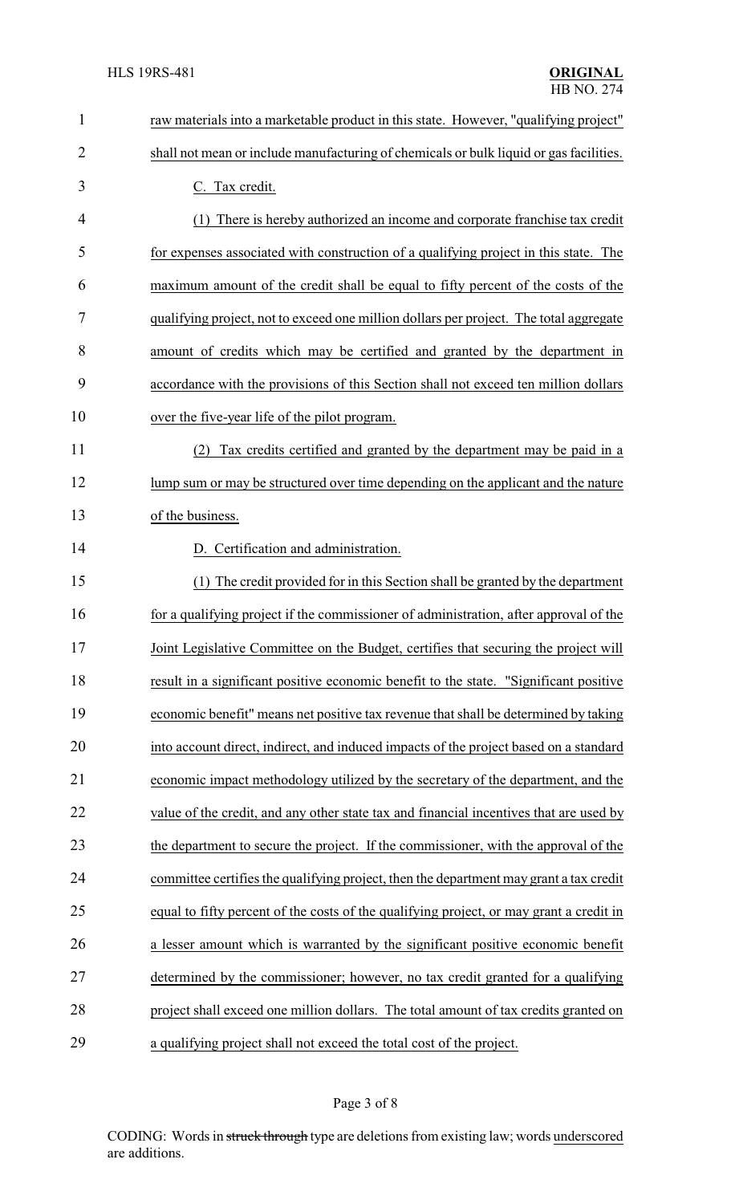raw materials into a marketable product in this state. However, "qualifying project" shall not mean or include manufacturing of chemicals or bulk liquid or gas facilities.

C. Tax credit.

(1) There is hereby authorized an income and corporate franchise tax credit for expenses associated with construction of a qualifying project in this state. The maximum amount of the credit shall be equal to fifty percent of the costs of the qualifying project, not to exceed one million dollars per project. The total aggregate amount of credits which may be certified and granted by the department in accordance with the provisions of this Section shall not exceed ten million dollars over the five-year life of the pilot program.

(2) Tax credits certified and granted by the department may be paid in a lump sum or may be structured over time depending on the applicant and the nature of the business.

D. Certification and administration.

(1) The credit provided for in this Section shall be granted by the department for a qualifying project if the commissioner of administration, after approval of the Joint Legislative Committee on the Budget, certifies that securing the project will result in a significant positive economic benefit to the state. "Significant positive economic benefit" means net positive tax revenue that shall be determined by taking into account direct, indirect, and induced impacts of the project based on a standard economic impact methodology utilized by the secretary of the department, and the value of the credit, and any other state tax and financial incentives that are used by the department to secure the project. If the commissioner, with the approval of the committee certifies the qualifying project, then the department may grant a tax credit equal to fifty percent of the costs of the qualifying project, or may grant a credit in a lesser amount which is warranted by the significant positive economic benefit determined by the commissioner; however, no tax credit granted for a qualifying project shall exceed one million dollars. The total amount of tax credits granted on a qualifying project shall not exceed the total cost of the project.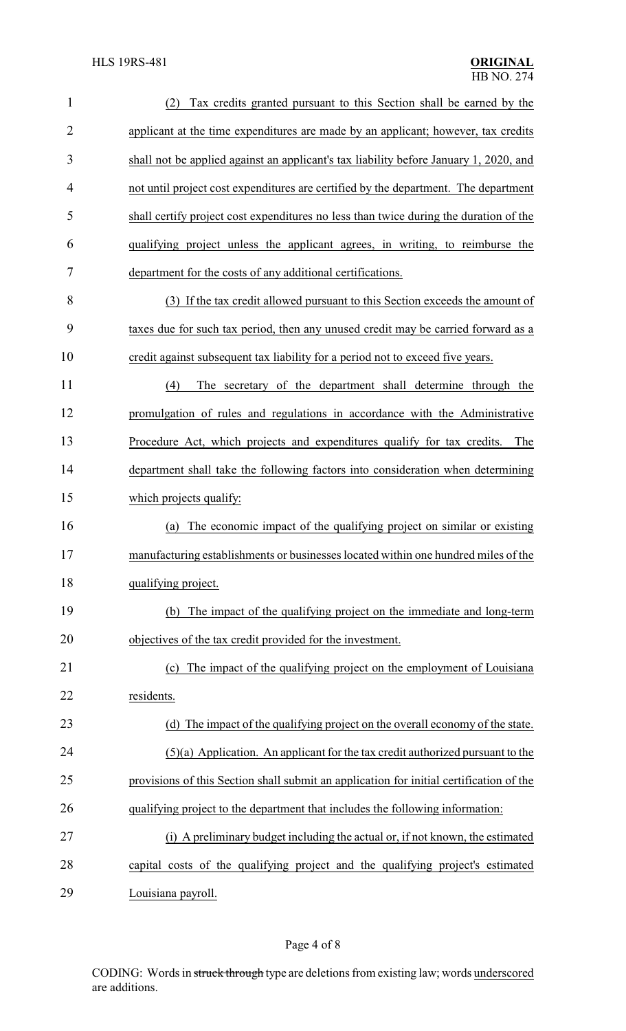(2) Tax credits granted pursuant to this Section shall be earned by the applicant at the time expenditures are made by an applicant; however, tax credits shall not be applied against an applicant's tax liability before January 1, 2020, and not until project cost expenditures are certified by the department. The department shall certify project cost expenditures no less than twice during the duration of the qualifying project unless the applicant agrees, in writing, to reimburse the department for the costs of any additional certifications.

(3) If the tax credit allowed pursuant to this Section exceeds the amount of taxes due for such tax period, then any unused credit may be carried forward as a credit against subsequent tax liability for a period not to exceed five years.

(4) The secretary of the department shall determine through the promulgation of rules and regulations in accordance with the Administrative Procedure Act, which projects and expenditures qualify for tax credits. The department shall take the following factors into consideration when determining which projects qualify:

(a) The economic impact of the qualifying project on similar or existing manufacturing establishments or businesses located within one hundred miles of the qualifying project.

(b) The impact of the qualifying project on the immediate and long-term objectives of the tax credit provided for the investment.

(c) The impact of the qualifying project on the employment of Louisiana residents.

(d) The impact of the qualifying project on the overall economy of the state.

(5)(a) Application. An applicant for the tax credit authorized pursuant to the provisions of this Section shall submit an application for initial certification of the qualifying project to the department that includes the following information:

(i) A preliminary budget including the actual or, if not known, the estimated capital costs of the qualifying project and the qualifying project's estimated Louisiana payroll.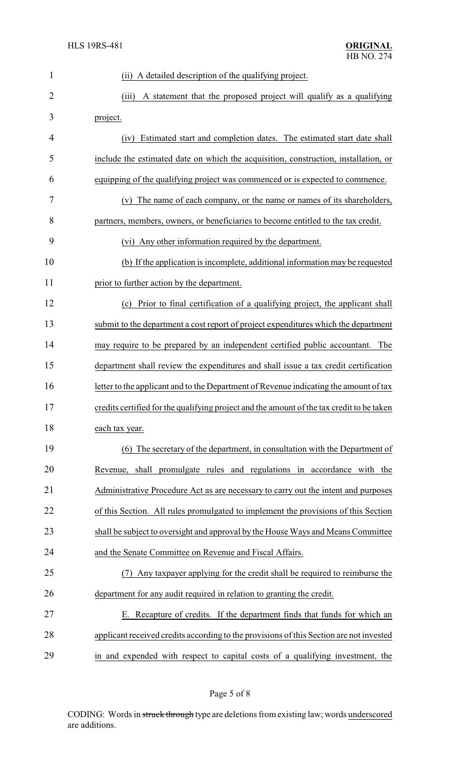(ii) A detailed description of the qualifying project.

(iii) A statement that the proposed project will qualify as a qualifying project.

(iv) Estimated start and completion dates. The estimated start date shall include the estimated date on which the acquisition, construction, installation, or equipping of the qualifying project was commenced or is expected to commence.

(v) The name of each company, or the name or names of its shareholders, partners, members, owners, or beneficiaries to become entitled to the tax credit.

(vi) Any other information required by the department.

(b) If the application is incomplete, additional information may be requested prior to further action by the department.

(c) Prior to final certification of a qualifying project, the applicant shall submit to the department a cost report of project expenditures which the department may require to be prepared by an independent certified public accountant. The department shall review the expenditures and shall issue a tax credit certification letter to the applicant and to the Department of Revenue indicating the amount of tax credits certified for the qualifying project and the amount of the tax credit to be taken each tax year.

(6) The secretary of the department, in consultation with the Department of Revenue, shall promulgate rules and regulations in accordance with the Administrative Procedure Act as are necessary to carry out the intent and purposes of this Section. All rules promulgated to implement the provisions of this Section shall be subject to oversight and approval by the House Ways and Means Committee and the Senate Committee on Revenue and Fiscal Affairs.

(7) Any taxpayer applying for the credit shall be required to reimburse the department for any audit required in relation to granting the credit.

E. Recapture of credits. If the department finds that funds for which an applicant received credits according to the provisions of this Section are not invested in and expended with respect to capital costs of a qualifying investment, the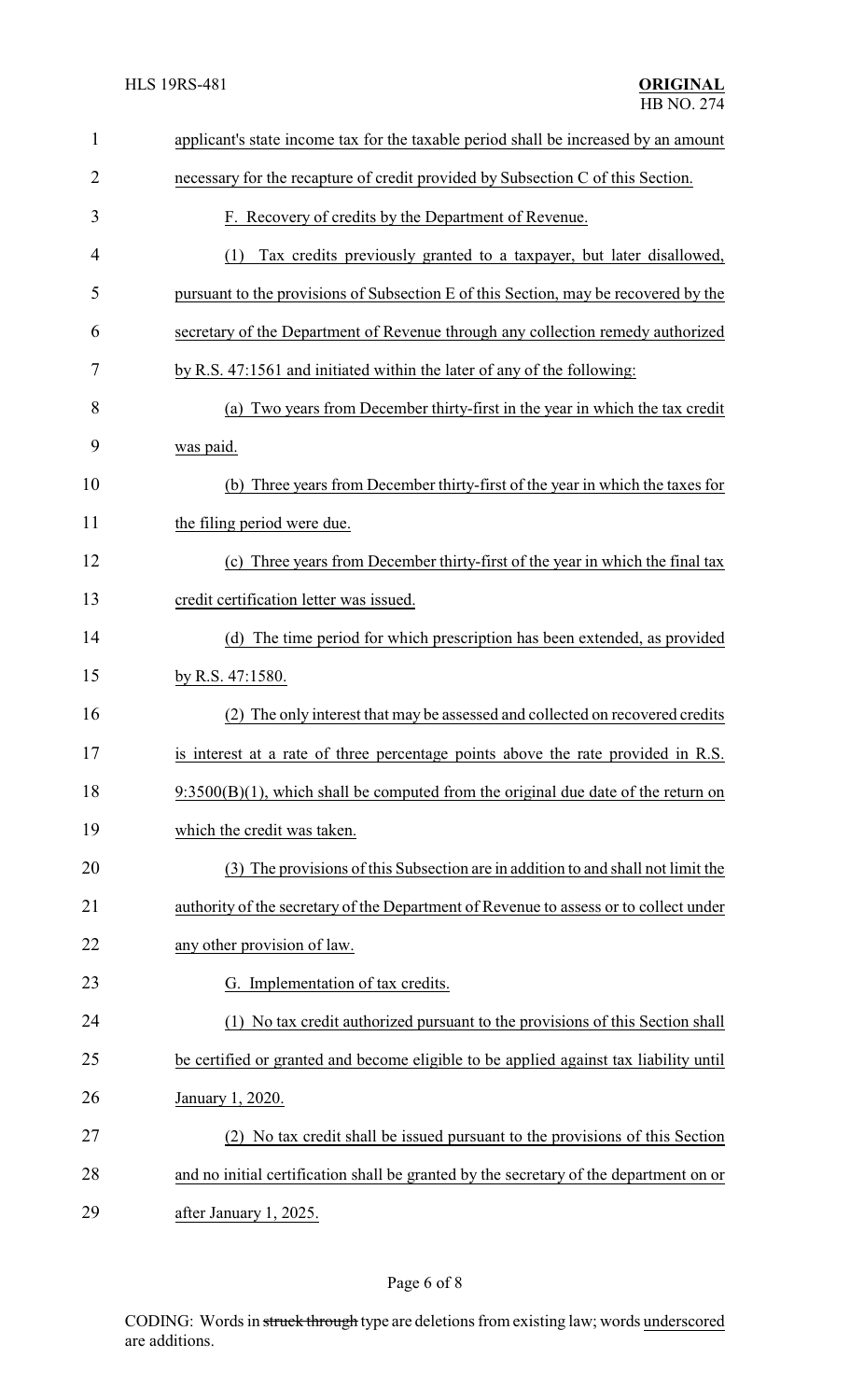applicant's state income tax for the taxable period shall be increased by an amount necessary for the recapture of credit provided by Subsection C of this Section.

F. Recovery of credits by the Department of Revenue.

(1) Tax credits previously granted to a taxpayer, but later disallowed, pursuant to the provisions of Subsection E of this Section, may be recovered by the secretary of the Department of Revenue through any collection remedy authorized by R.S. 47:1561 and initiated within the later of any of the following:

(a) Two years from December thirty-first in the year in which the tax credit was paid.

(b) Three years from December thirty-first of the year in which the taxes for the filing period were due.

(c) Three years from December thirty-first of the year in which the final tax credit certification letter was issued.

(d) The time period for which prescription has been extended, as provided by R.S. 47:1580.

(2) The only interest that may be assessed and collected on recovered credits is interest at a rate of three percentage points above the rate provided in R.S. 9:3500(B)(1), which shall be computed from the original due date of the return on which the credit was taken.

(3) The provisions of this Subsection are in addition to and shall not limit the authority of the secretary of the Department of Revenue to assess or to collect under any other provision of law.

G. Implementation of tax credits.

(1) No tax credit authorized pursuant to the provisions of this Section shall be certified or granted and become eligible to be applied against tax liability until January 1, 2020.

(2) No tax credit shall be issued pursuant to the provisions of this Section and no initial certification shall be granted by the secretary of the department on or after January 1, 2025.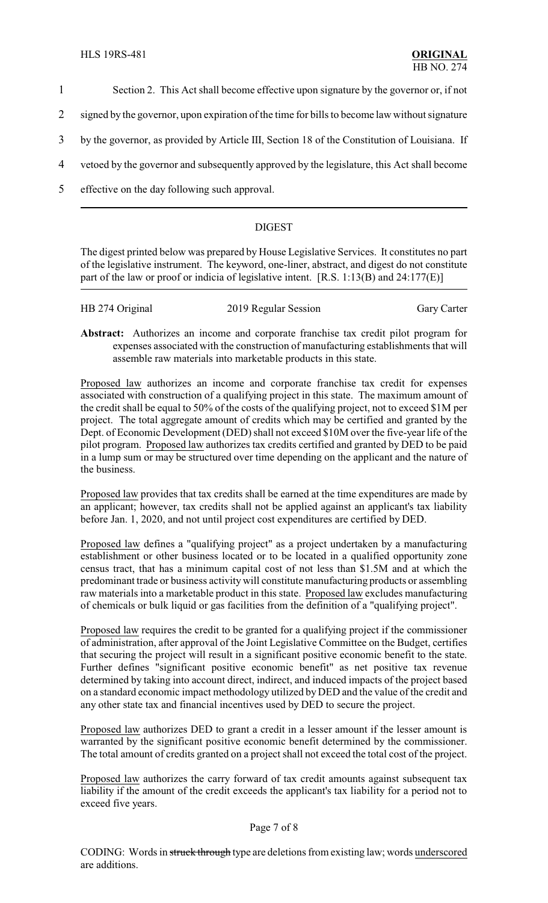Section 2. This Act shall become effective upon signature by the governor or, if not signed by the governor, upon expiration of the time for bills to become law without signature by the governor, as provided by Article III, Section 18 of the Constitution of Louisiana. If vetoed by the governor and subsequently approved by the legislature, this Act shall become effective on the day following such approval.

---

## DIGEST

The digest printed below was prepared by House Legislative Services. It constitutes no part of the legislative instrument. The keyword, one-liner, abstract, and digest do not constitute part of the law or proof or indicia of legislative intent. [R.S. 1:13(B) and 24:177(E)]

| HB 274 Original | 2019 Regular Session | Gary Carter |
| --- | --- | --- |

**Abstract:** Authorizes an income and corporate franchise tax credit pilot program for expenses associated with the construction of manufacturing establishments that will assemble raw materials into marketable products in this state.

Proposed law authorizes an income and corporate franchise tax credit for expenses associated with construction of a qualifying project in this state. The maximum amount of the credit shall be equal to 50% of the costs of the qualifying project, not to exceed $1M per project. The total aggregate amount of credits which may be certified and granted by the Dept. of Economic Development (DED) shall not exceed $10M over the five-year life of the pilot program. Proposed law authorizes tax credits certified and granted by DED to be paid in a lump sum or may be structured over time depending on the applicant and the nature of the business.

Proposed law provides that tax credits shall be earned at the time expenditures are made by an applicant; however, tax credits shall not be applied against an applicant's tax liability before Jan. 1, 2020, and not until project cost expenditures are certified by DED.

Proposed law defines a "qualifying project" as a project undertaken by a manufacturing establishment or other business located or to be located in a qualified opportunity zone census tract, that has a minimum capital cost of not less than $1.5M and at which the predominant trade or business activity will constitute manufacturing products or assembling raw materials into a marketable product in this state. Proposed law excludes manufacturing of chemicals or bulk liquid or gas facilities from the definition of a "qualifying project".

Proposed law requires the credit to be granted for a qualifying project if the commissioner of administration, after approval of the Joint Legislative Committee on the Budget, certifies that securing the project will result in a significant positive economic benefit to the state. Further defines "significant positive economic benefit" as net positive tax revenue determined by taking into account direct, indirect, and induced impacts of the project based on a standard economic impact methodology utilized by DED and the value of the credit and any other state tax and financial incentives used by DED to secure the project.

Proposed law authorizes DED to grant a credit in a lesser amount if the lesser amount is warranted by the significant positive economic benefit determined by the commissioner. The total amount of credits granted on a project shall not exceed the total cost of the project.

Proposed law authorizes the carry forward of tax credit amounts against subsequent tax liability if the amount of the credit exceeds the applicant's tax liability for a period not to exceed five years.

CODING: Words in ~~struck through~~ type are deletions from existing law; words underscored are additions.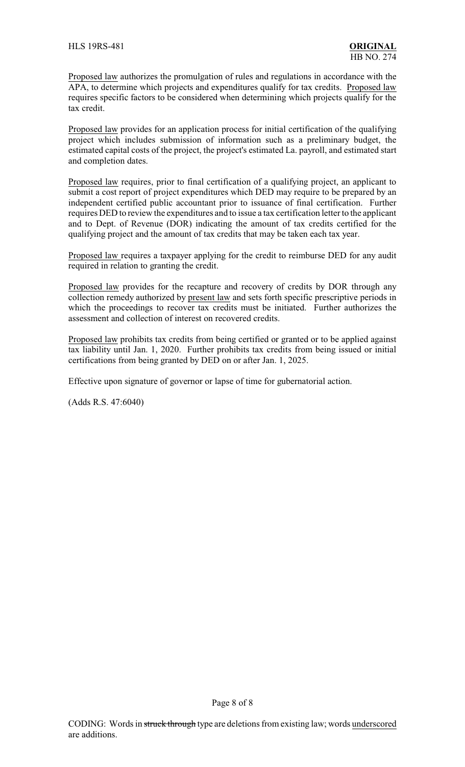Proposed law authorizes the promulgation of rules and regulations in accordance with the APA, to determine which projects and expenditures qualify for tax credits. Proposed law requires specific factors to be considered when determining which projects qualify for the tax credit.

Proposed law provides for an application process for initial certification of the qualifying project which includes submission of information such as a preliminary budget, the estimated capital costs of the project, the project's estimated La. payroll, and estimated start and completion dates.

Proposed law requires, prior to final certification of a qualifying project, an applicant to submit a cost report of project expenditures which DED may require to be prepared by an independent certified public accountant prior to issuance of final certification. Further requires DED to review the expenditures and to issue a tax certification letter to the applicant and to Dept. of Revenue (DOR) indicating the amount of tax credits certified for the qualifying project and the amount of tax credits that may be taken each tax year.

Proposed law requires a taxpayer applying for the credit to reimburse DED for any audit required in relation to granting the credit.

Proposed law provides for the recapture and recovery of credits by DOR through any collection remedy authorized by present law and sets forth specific prescriptive periods in which the proceedings to recover tax credits must be initiated. Further authorizes the assessment and collection of interest on recovered credits.

Proposed law prohibits tax credits from being certified or granted or to be applied against tax liability until Jan. 1, 2020. Further prohibits tax credits from being issued or initial certifications from being granted by DED on or after Jan. 1, 2025.

Effective upon signature of governor or lapse of time for gubernatorial action.

(Adds R.S. 47:6040)